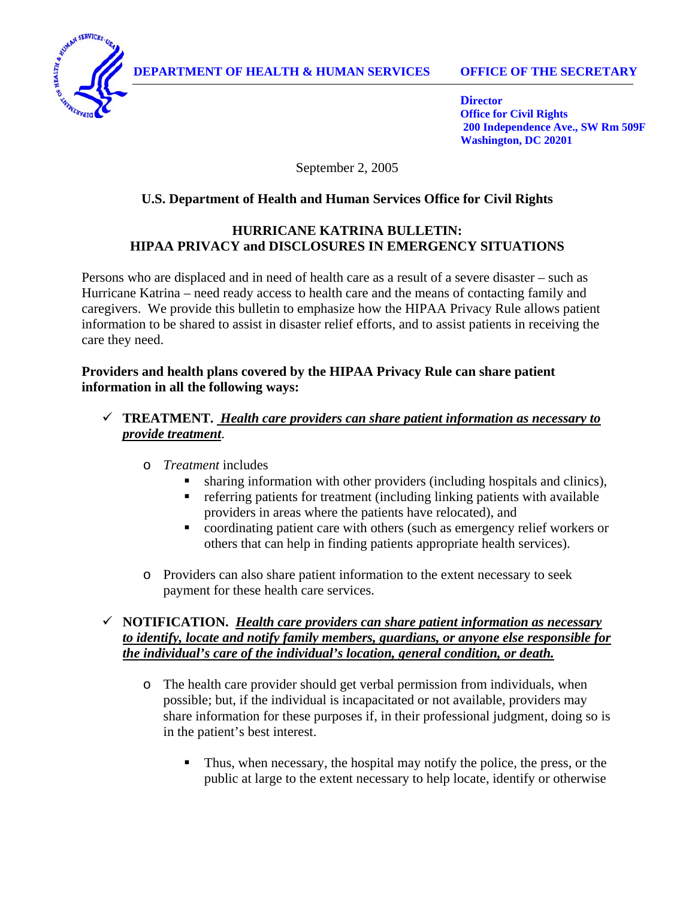**DEPARTMENT OF HEALTH & HUMAN SERVICES** **OFFICE OF THE SECRETARY**

**Director**
**Office for Civil Rights**
**200 Independence Ave., SW Rm 509F**
**Washington, DC 20201**

September 2, 2005

**U.S. Department of Health and Human Services Office for Civil Rights**

## HURRICANE KATRINA BULLETIN: HIPAA PRIVACY and DISCLOSURES IN EMERGENCY SITUATIONS

Persons who are displaced and in need of health care as a result of a severe disaster – such as Hurricane Katrina – need ready access to health care and the means of contacting family and caregivers. We provide this bulletin to emphasize how the HIPAA Privacy Rule allows patient information to be shared to assist in disaster relief efforts, and to assist patients in receiving the care they need.

**Providers and health plans covered by the HIPAA Privacy Rule can share patient information in all the following ways:**

- ✓ **TREATMENT.** ***Health care providers can share patient information as necessary to provide treatment***.
  - *Treatment* includes
    - sharing information with other providers (including hospitals and clinics),
    - referring patients for treatment (including linking patients with available providers in areas where the patients have relocated), and
    - coordinating patient care with others (such as emergency relief workers or others that can help in finding patients appropriate health services).
  - Providers can also share patient information to the extent necessary to seek payment for these health care services.
- ✓ **NOTIFICATION.** ***Health care providers can share patient information as necessary to identify, locate and notify family members, guardians, or anyone else responsible for the individual's care of the individual's location, general condition, or death.***
  - The health care provider should get verbal permission from individuals, when possible; but, if the individual is incapacitated or not available, providers may share information for these purposes if, in their professional judgment, doing so is in the patient's best interest.
    - Thus, when necessary, the hospital may notify the police, the press, or the public at large to the extent necessary to help locate, identify or otherwise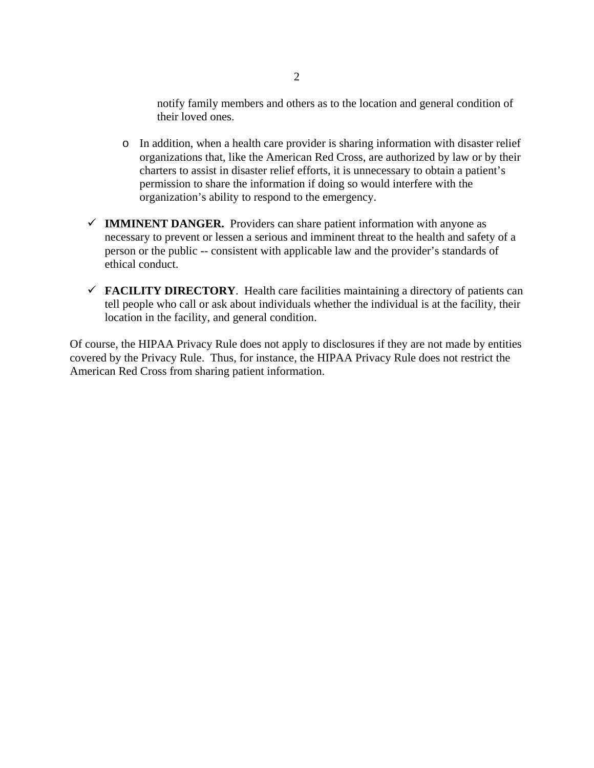notify family members and others as to the location and general condition of their loved ones.

  - In addition, when a health care provider is sharing information with disaster relief organizations that, like the American Red Cross, are authorized by law or by their charters to assist in disaster relief efforts, it is unnecessary to obtain a patient's permission to share the information if doing so would interfere with the organization's ability to respond to the emergency.

- ✓ **IMMINENT DANGER.** Providers can share patient information with anyone as necessary to prevent or lessen a serious and imminent threat to the health and safety of a person or the public -- consistent with applicable law and the provider's standards of ethical conduct.

- ✓ **FACILITY DIRECTORY**. Health care facilities maintaining a directory of patients can tell people who call or ask about individuals whether the individual is at the facility, their location in the facility, and general condition.

Of course, the HIPAA Privacy Rule does not apply to disclosures if they are not made by entities covered by the Privacy Rule. Thus, for instance, the HIPAA Privacy Rule does not restrict the American Red Cross from sharing patient information.